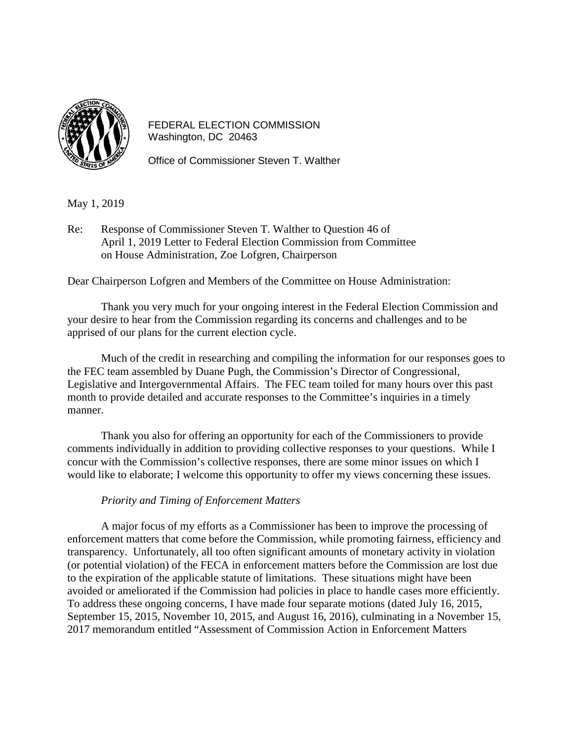FEDERAL ELECTION COMMISSION
Washington, DC 20463

Office of Commissioner Steven T. Walther

May 1, 2019

Re: Response of Commissioner Steven T. Walther to Question 46 of April 1, 2019 Letter to Federal Election Commission from Committee on House Administration, Zoe Lofgren, Chairperson

Dear Chairperson Lofgren and Members of the Committee on House Administration:

Thank you very much for your ongoing interest in the Federal Election Commission and your desire to hear from the Commission regarding its concerns and challenges and to be apprised of our plans for the current election cycle.

Much of the credit in researching and compiling the information for our responses goes to the FEC team assembled by Duane Pugh, the Commission's Director of Congressional, Legislative and Intergovernmental Affairs. The FEC team toiled for many hours over this past month to provide detailed and accurate responses to the Committee's inquiries in a timely manner.

Thank you also for offering an opportunity for each of the Commissioners to provide comments individually in addition to providing collective responses to your questions. While I concur with the Commission's collective responses, there are some minor issues on which I would like to elaborate; I welcome this opportunity to offer my views concerning these issues.

*Priority and Timing of Enforcement Matters*

A major focus of my efforts as a Commissioner has been to improve the processing of enforcement matters that come before the Commission, while promoting fairness, efficiency and transparency. Unfortunately, all too often significant amounts of monetary activity in violation (or potential violation) of the FECA in enforcement matters before the Commission are lost due to the expiration of the applicable statute of limitations. These situations might have been avoided or ameliorated if the Commission had policies in place to handle cases more efficiently. To address these ongoing concerns, I have made four separate motions (dated July 16, 2015, September 15, 2015, November 10, 2015, and August 16, 2016), culminating in a November 15, 2017 memorandum entitled "Assessment of Commission Action in Enforcement Matters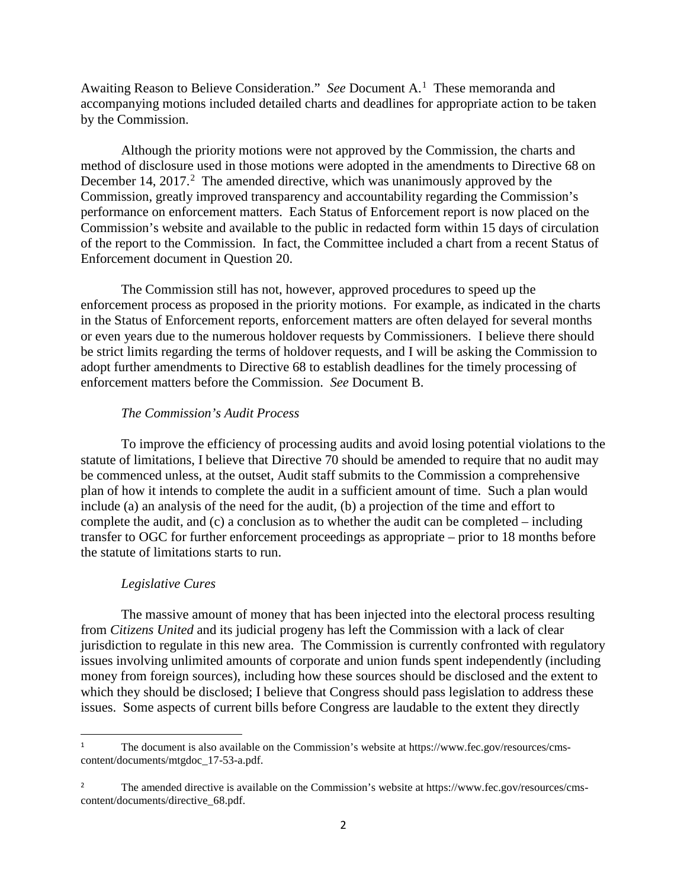Awaiting Reason to Believe Consideration." *See* Document A.[1] These memoranda and accompanying motions included detailed charts and deadlines for appropriate action to be taken by the Commission.

Although the priority motions were not approved by the Commission, the charts and method of disclosure used in those motions were adopted in the amendments to Directive 68 on December 14, 2017.[2] The amended directive, which was unanimously approved by the Commission, greatly improved transparency and accountability regarding the Commission's performance on enforcement matters. Each Status of Enforcement report is now placed on the Commission's website and available to the public in redacted form within 15 days of circulation of the report to the Commission. In fact, the Committee included a chart from a recent Status of Enforcement document in Question 20.

The Commission still has not, however, approved procedures to speed up the enforcement process as proposed in the priority motions. For example, as indicated in the charts in the Status of Enforcement reports, enforcement matters are often delayed for several months or even years due to the numerous holdover requests by Commissioners. I believe there should be strict limits regarding the terms of holdover requests, and I will be asking the Commission to adopt further amendments to Directive 68 to establish deadlines for the timely processing of enforcement matters before the Commission. *See* Document B.

*The Commission's Audit Process*

To improve the efficiency of processing audits and avoid losing potential violations to the statute of limitations, I believe that Directive 70 should be amended to require that no audit may be commenced unless, at the outset, Audit staff submits to the Commission a comprehensive plan of how it intends to complete the audit in a sufficient amount of time. Such a plan would include (a) an analysis of the need for the audit, (b) a projection of the time and effort to complete the audit, and (c) a conclusion as to whether the audit can be completed – including transfer to OGC for further enforcement proceedings as appropriate – prior to 18 months before the statute of limitations starts to run.

*Legislative Cures*

The massive amount of money that has been injected into the electoral process resulting from *Citizens United* and its judicial progeny has left the Commission with a lack of clear jurisdiction to regulate in this new area. The Commission is currently confronted with regulatory issues involving unlimited amounts of corporate and union funds spent independently (including money from foreign sources), including how these sources should be disclosed and the extent to which they should be disclosed; I believe that Congress should pass legislation to address these issues. Some aspects of current bills before Congress are laudable to the extent they directly

---

[1] The document is also available on the Commission's website at https://www.fec.gov/resources/cms-content/documents/mtgdoc_17-53-a.pdf.

[2] The amended directive is available on the Commission's website at https://www.fec.gov/resources/cms-content/documents/directive_68.pdf.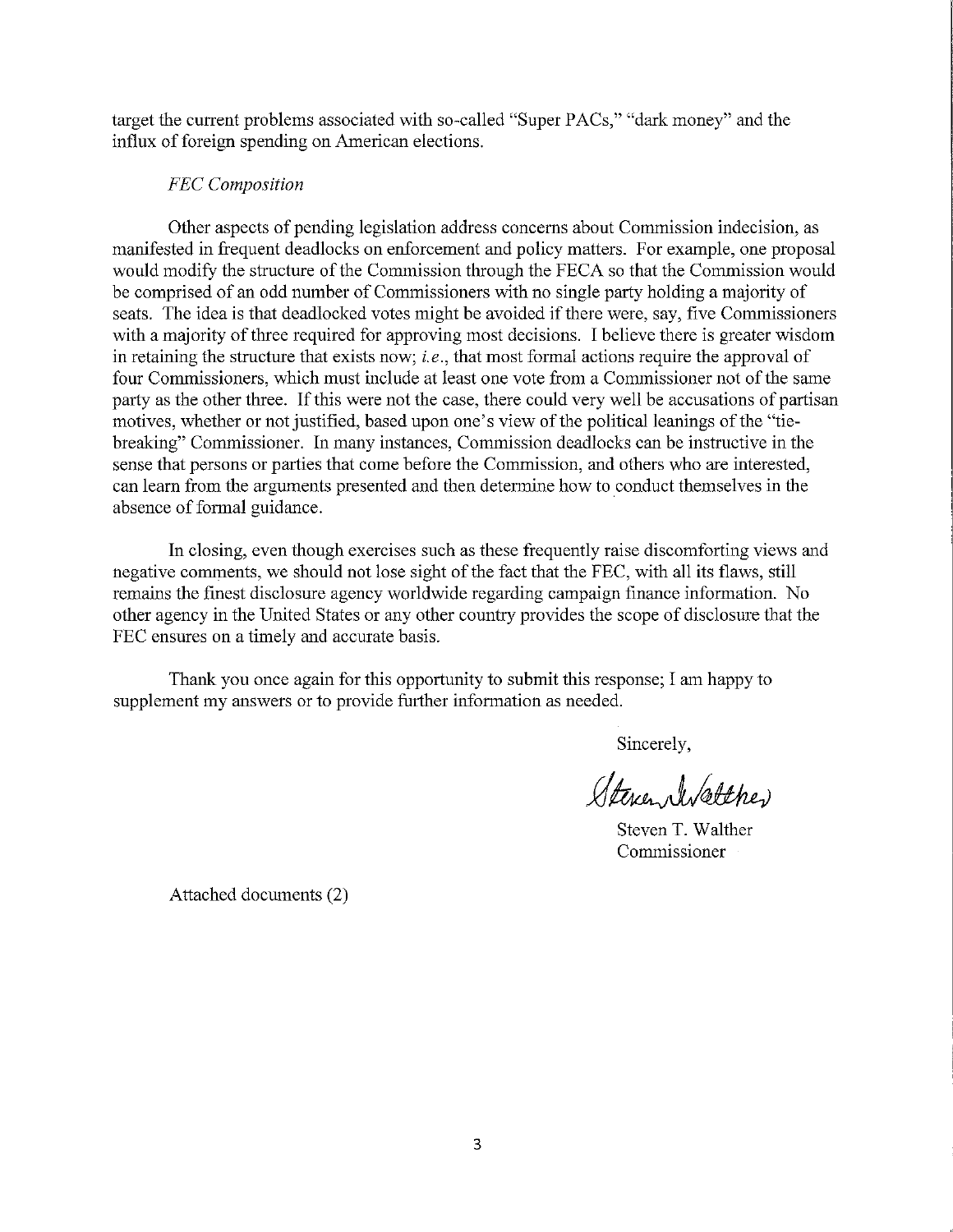target the current problems associated with so-called "Super PACs," "dark money" and the influx of foreign spending on American elections.

*FEC Composition*

Other aspects of pending legislation address concerns about Commission indecision, as manifested in frequent deadlocks on enforcement and policy matters. For example, one proposal would modify the structure of the Commission through the FECA so that the Commission would be comprised of an odd number of Commissioners with no single party holding a majority of seats. The idea is that deadlocked votes might be avoided if there were, say, five Commissioners with a majority of three required for approving most decisions. I believe there is greater wisdom in retaining the structure that exists now; *i.e.*, that most formal actions require the approval of four Commissioners, which must include at least one vote from a Commissioner not of the same party as the other three. If this were not the case, there could very well be accusations of partisan motives, whether or not justified, based upon one's view of the political leanings of the "tie-breaking" Commissioner. In many instances, Commission deadlocks can be instructive in the sense that persons or parties that come before the Commission, and others who are interested, can learn from the arguments presented and then determine how to conduct themselves in the absence of formal guidance.

In closing, even though exercises such as these frequently raise discomforting views and negative comments, we should not lose sight of the fact that the FEC, with all its flaws, still remains the finest disclosure agency worldwide regarding campaign finance information. No other agency in the United States or any other country provides the scope of disclosure that the FEC ensures on a timely and accurate basis.

Thank you once again for this opportunity to submit this response; I am happy to supplement my answers or to provide further information as needed.

Sincerely,

Steven Walther

Steven T. Walther
Commissioner

Attached documents (2)